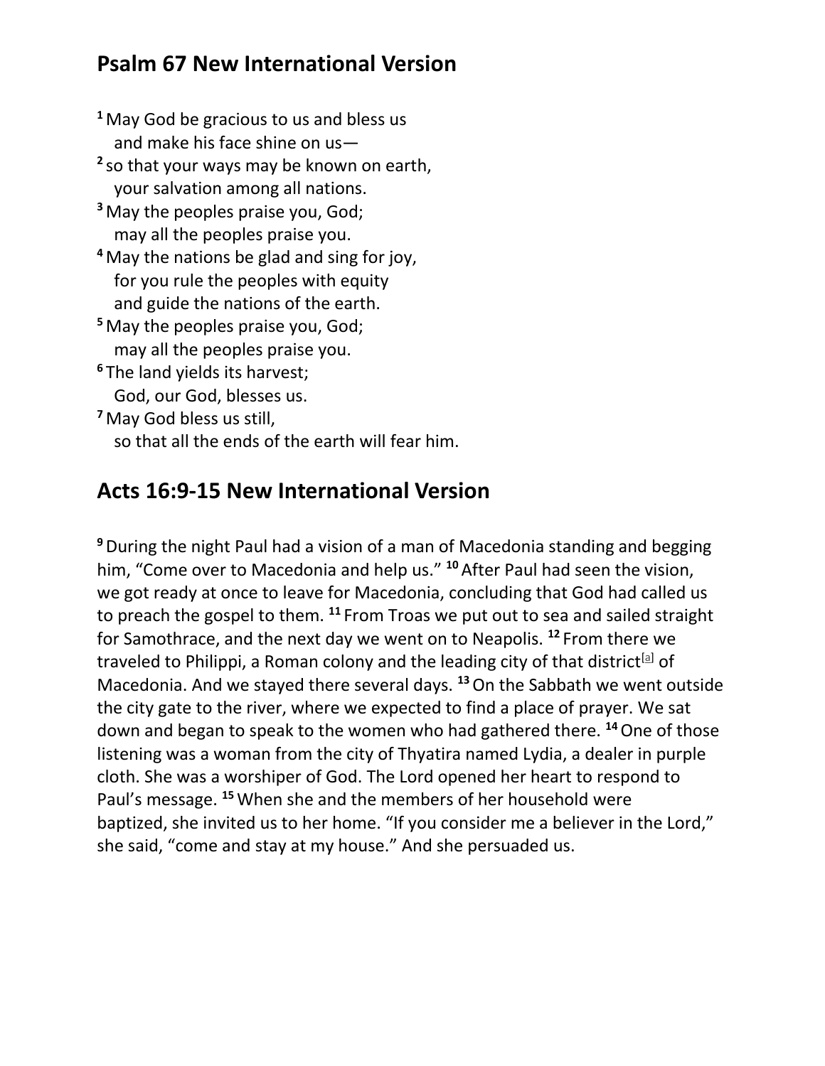## Psalm 67 New International Version

[1] May God be gracious to us and bless us
and make his face shine on us—
[2] so that your ways may be known on earth,
your salvation among all nations.
[3] May the peoples praise you, God;
may all the peoples praise you.
[4] May the nations be glad and sing for joy,
for you rule the peoples with equity
and guide the nations of the earth.
[5] May the peoples praise you, God;
may all the peoples praise you.
[6] The land yields its harvest;
God, our God, blesses us.
[7] May God bless us still,
so that all the ends of the earth will fear him.

## Acts 16:9-15 New International Version

[9] During the night Paul had a vision of a man of Macedonia standing and begging him, "Come over to Macedonia and help us." [10] After Paul had seen the vision, we got ready at once to leave for Macedonia, concluding that God had called us to preach the gospel to them. [11] From Troas we put out to sea and sailed straight for Samothrace, and the next day we went on to Neapolis. [12] From there we traveled to Philippi, a Roman colony and the leading city of that district[a] of Macedonia. And we stayed there several days. [13] On the Sabbath we went outside the city gate to the river, where we expected to find a place of prayer. We sat down and began to speak to the women who had gathered there. [14] One of those listening was a woman from the city of Thyatira named Lydia, a dealer in purple cloth. She was a worshiper of God. The Lord opened her heart to respond to Paul's message. [15] When she and the members of her household were baptized, she invited us to her home. "If you consider me a believer in the Lord," she said, "come and stay at my house." And she persuaded us.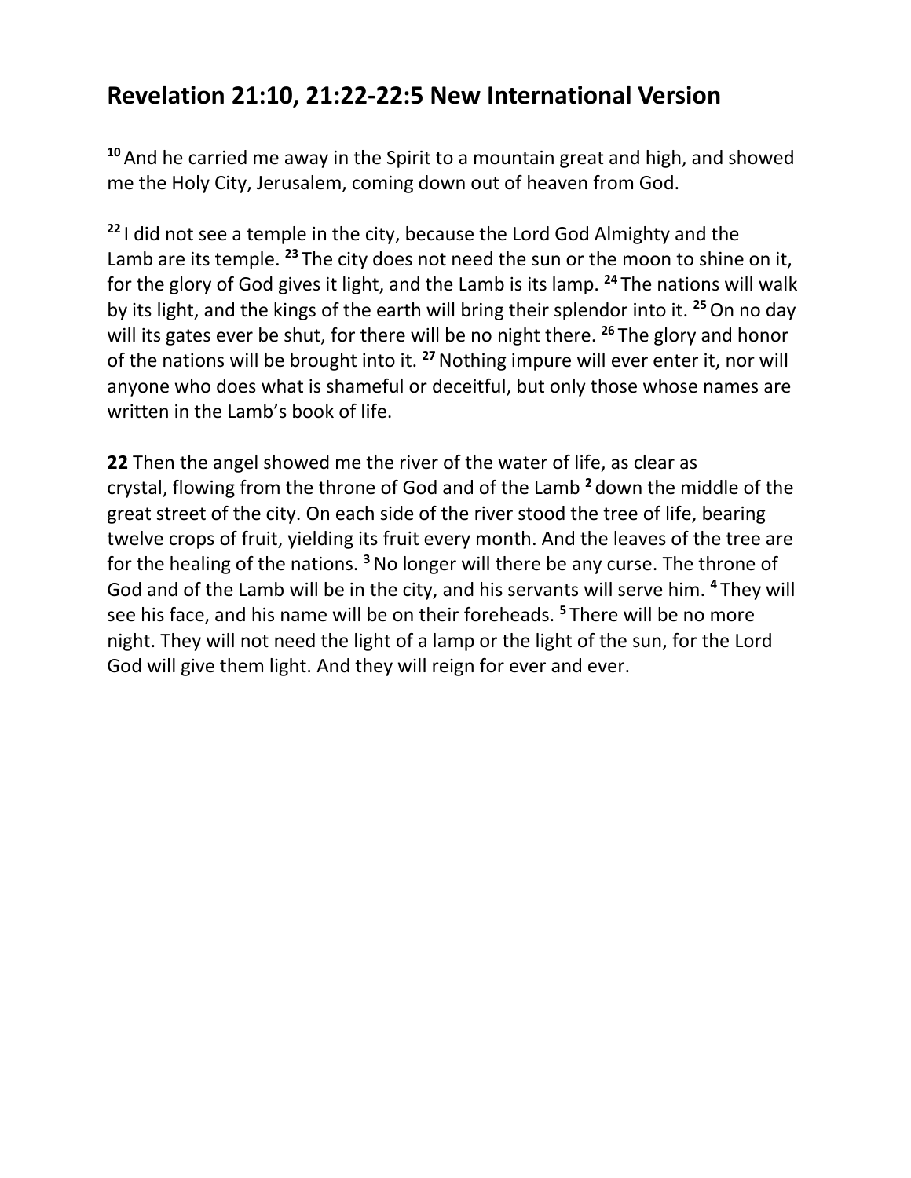## Revelation 21:10, 21:22-22:5 New International Version

[10] And he carried me away in the Spirit to a mountain great and high, and showed me the Holy City, Jerusalem, coming down out of heaven from God.

[22] I did not see a temple in the city, because the Lord God Almighty and the Lamb are its temple. [23] The city does not need the sun or the moon to shine on it, for the glory of God gives it light, and the Lamb is its lamp. [24] The nations will walk by its light, and the kings of the earth will bring their splendor into it. [25] On no day will its gates ever be shut, for there will be no night there. [26] The glory and honor of the nations will be brought into it. [27] Nothing impure will ever enter it, nor will anyone who does what is shameful or deceitful, but only those whose names are written in the Lamb's book of life.

**22** Then the angel showed me the river of the water of life, as clear as crystal, flowing from the throne of God and of the Lamb [2] down the middle of the great street of the city. On each side of the river stood the tree of life, bearing twelve crops of fruit, yielding its fruit every month. And the leaves of the tree are for the healing of the nations. [3] No longer will there be any curse. The throne of God and of the Lamb will be in the city, and his servants will serve him. [4] They will see his face, and his name will be on their foreheads. [5] There will be no more night. They will not need the light of a lamp or the light of the sun, for the Lord God will give them light. And they will reign for ever and ever.